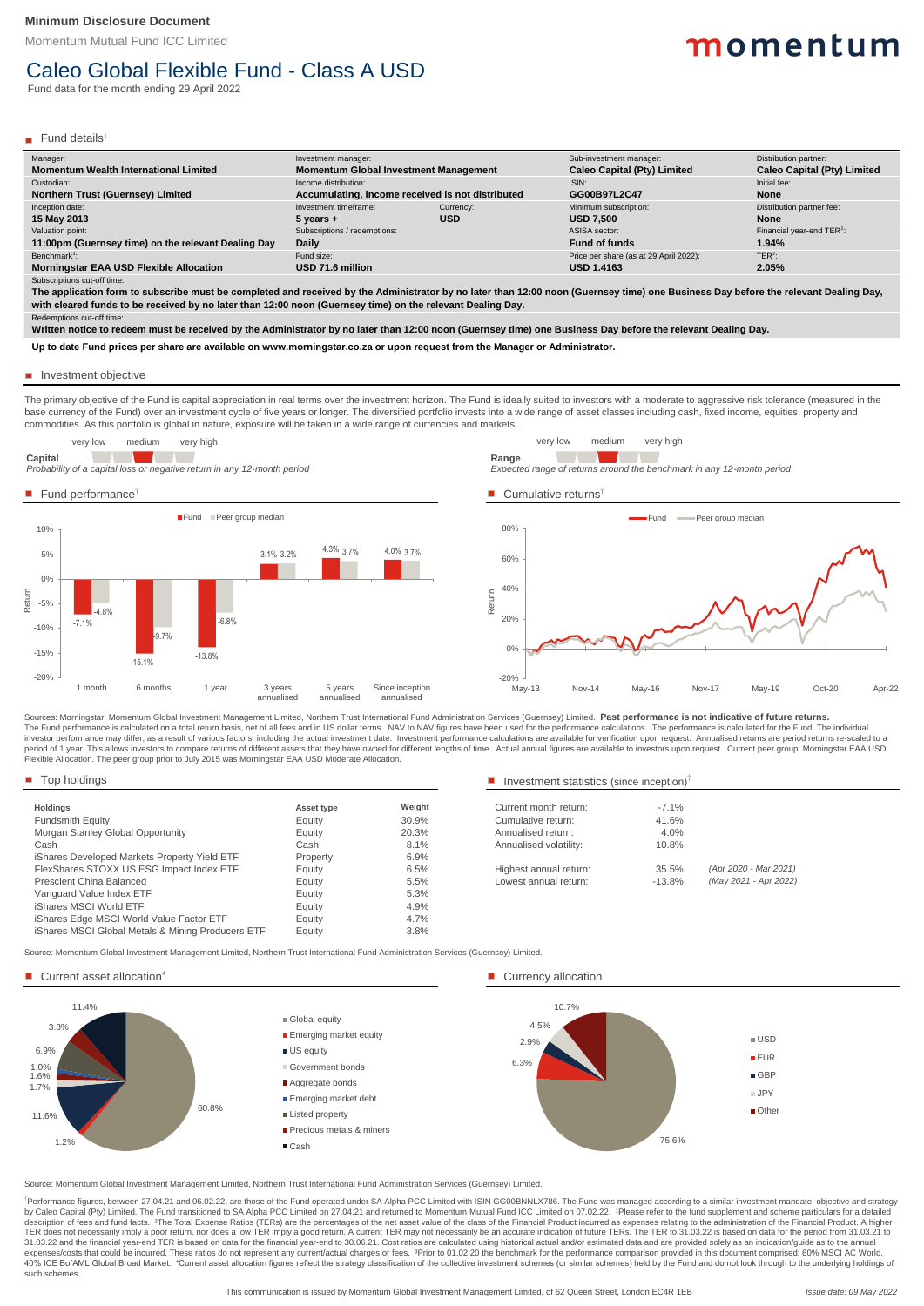**Minimum Disclosure Document**

Momentum Mutual Fund ICC Limited

momentum

# Caleo Global Flexible Fund - Class A USD

Fund data for the month ending 29 April 2022

## Fund details[1]

| Manager: | Investment manager: | | Sub-investment manager: | Distribution partner: |
|---|---|---|---|---|
| **Momentum Wealth International Limited** | **Momentum Global Investment Management** | | **Caleo Capital (Pty) Limited** | **Caleo Capital (Pty) Limited** |
| Custodian: | Income distribution: | | ISIN: | Initial fee: |
| **Northern Trust (Guernsey) Limited** | **Accumulating, income received is not distributed** | | **GG00B97L2C47** | **None** |
| Inception date: | Investment timeframe: | Currency: | Minimum subscription: | Distribution partner fee: |
| **15 May 2013** | **5 years +** | **USD** | **USD 7,500** | **None** |
| Valuation point: | Subscriptions / redemptions: | | ASISA sector: | Financial year-end TER[2]: |
| **11:00pm (Guernsey time) on the relevant Dealing Day** | **Daily** | | **Fund of funds** | **1.94%** |
| Benchmark[3]: | Fund size: | | Price per share (as at 29 April 2022): | TER[2]: |
| **Morningstar EAA USD Flexible Allocation** | **USD 71.6 million** | | **USD 1.4163** | **2.05%** |

Subscriptions cut-off time:

**The application form to subscribe must be completed and received by the Administrator by no later than 12:00 noon (Guernsey time) one Business Day before the relevant Dealing Day, with cleared funds to be received by no later than 12:00 noon (Guernsey time) on the relevant Dealing Day.**

Redemptions cut-off time:

**Written notice to redeem must be received by the Administrator by no later than 12:00 noon (Guernsey time) one Business Day before the relevant Dealing Day.**

**Up to date Fund prices per share are available on www.morningstar.co.za or upon request from the Manager or Administrator.**

## Investment objective

The primary objective of the Fund is capital appreciation in real terms over the investment horizon. The Fund is ideally suited to investors with a moderate to aggressive risk tolerance (measured in the base currency of the Fund) over an investment cycle of five years or longer. The diversified portfolio invests into a wide range of asset classes including cash, fixed income, equities, property and commodities. As this portfolio is global in nature, exposure will be taken in a wide range of currencies and markets.

**Capital** (very low – medium – very high)
*Probability of a capital loss or negative return in any 12-month period*

**Range** (very low – medium – very high)
*Expected range of returns around the benchmark in any 12-month period*

## Fund performance†

| | 1 month | 6 months | 1 year | 3 years annualised | 5 years annualised | Since inception annualised |
|---|---|---|---|---|---|---|
| Fund | -7.1% | -15.1% | -13.8% | 3.1% | 4.3% | 4.0% |
| Peer group median | -4.8% | -9.7% | -6.8% | 3.2% | 3.7% | 3.7% |

## Cumulative returns†

(Chart: Fund vs Peer group median, May-13 to Apr-22)

Sources: Morningstar, Momentum Global Investment Management Limited, Northern Trust International Fund Administration Services (Guernsey) Limited. **Past performance is not indicative of future returns.** The Fund performance is calculated on a total return basis, net of all fees and in US dollar terms. NAV to NAV figures have been used for the performance calculations. The performance is calculated for the Fund. The individual investor performance may differ, as a result of various factors, including the actual investment date. Investment performance calculations are available for verification upon request. Annualised returns are period returns re-scaled to a period of 1 year. This allows investors to compare returns of different assets that they have owned for different lengths of time. Actual annual figures are available to investors upon request. Current peer group: Morningstar EAA USD Flexible Allocation. The peer group prior to July 2015 was Morningstar EAA USD Moderate Allocation.

## Top holdings

| Holdings | Asset type | Weight |
|---|---|---|
| Fundsmith Equity | Equity | 30.9% |
| Morgan Stanley Global Opportunity | Equity | 20.3% |
| Cash | Cash | 8.1% |
| iShares Developed Markets Property Yield ETF | Property | 6.9% |
| FlexShares STOXX US ESG Impact Index ETF | Equity | 6.5% |
| Prescient China Balanced | Equity | 5.5% |
| Vanguard Value Index ETF | Equity | 5.3% |
| iShares MSCI World ETF | Equity | 4.9% |
| iShares Edge MSCI World Value Factor ETF | Equity | 4.7% |
| iShares MSCI Global Metals & Mining Producers ETF | Equity | 3.8% |

## Investment statistics (since inception)†

| | | |
|---|---|---|
| Current month return: | -7.1% | |
| Cumulative return: | 41.6% | |
| Annualised return: | 4.0% | |
| Annualised volatility: | 10.8% | |
| Highest annual return: | 35.5% | *(Apr 2020 - Mar 2021)* |
| Lowest annual return: | -13.8% | *(May 2021 - Apr 2022)* |

Source: Momentum Global Investment Management Limited, Northern Trust International Fund Administration Services (Guernsey) Limited.

## Current asset allocation[4]

| Asset class | Allocation |
|---|---|
| Global equity | 60.8% |
| Emerging market equity | 1.2% |
| US equity | 11.6% |
| Government bonds | 1.7% |
| Aggregate bonds | 1.6% |
| Emerging market debt | 1.0% |
| Listed property | 6.9% |
| Precious metals & miners | 3.8% |
| Cash | 11.4% |

## Currency allocation

| Currency | Allocation |
|---|---|
| USD | 75.6% |
| EUR | 6.3% |
| GBP | 2.9% |
| JPY | 4.5% |
| Other | 10.7% |

Source: Momentum Global Investment Management Limited, Northern Trust International Fund Administration Services (Guernsey) Limited.

†Performance figures, between 27.04.21 and 06.02.22, are those of the Fund operated under SA Alpha PCC Limited with ISIN GG00BNNLX786. The Fund was managed according to a similar investment mandate, objective and strategy by Caleo Capital (Pty) Limited. The Fund transitioned to SA Alpha PCC Limited on 27.04.21 and returned to Momentum Mutual Fund ICC Limited on 07.02.22. [1]Please refer to the fund supplement and scheme particulars for a detailed description of fees and fund facts. [2]The Total Expense Ratios (TERs) are the percentages of the net asset value of the class of the Financial Product incurred as expenses relating to the administration of the Financial Product. A higher TER does not necessarily imply a poor return, nor does a low TER imply a good return. A current TER may not necessarily be an accurate indication of future TERs. The TER to 31.03.22 is based on data for the period from 31.03.21 to 31.03.22 and the financial year-end TER is based on data for the financial year-end to 30.06.21. Cost ratios are calculated using historical actual and/or estimated data and are provided solely as an indication/guide as to the annual expenses/costs that could be incurred. These ratios do not represent any current/actual charges or fees. [3]Prior to 01.02.20 the benchmark for the performance comparison provided in this document comprised: 60% MSCI AC World, 40% ICE BofAML Global Broad Market. [4]Current asset allocation figures reflect the strategy classification of the collective investment schemes (or similar schemes) held by the Fund and do not look through to the underlying holdings of such schemes.

This communication is issued by Momentum Global Investment Management Limited, of 62 Queen Street, London EC4R 1EB

*Issue date: 09 May 2022*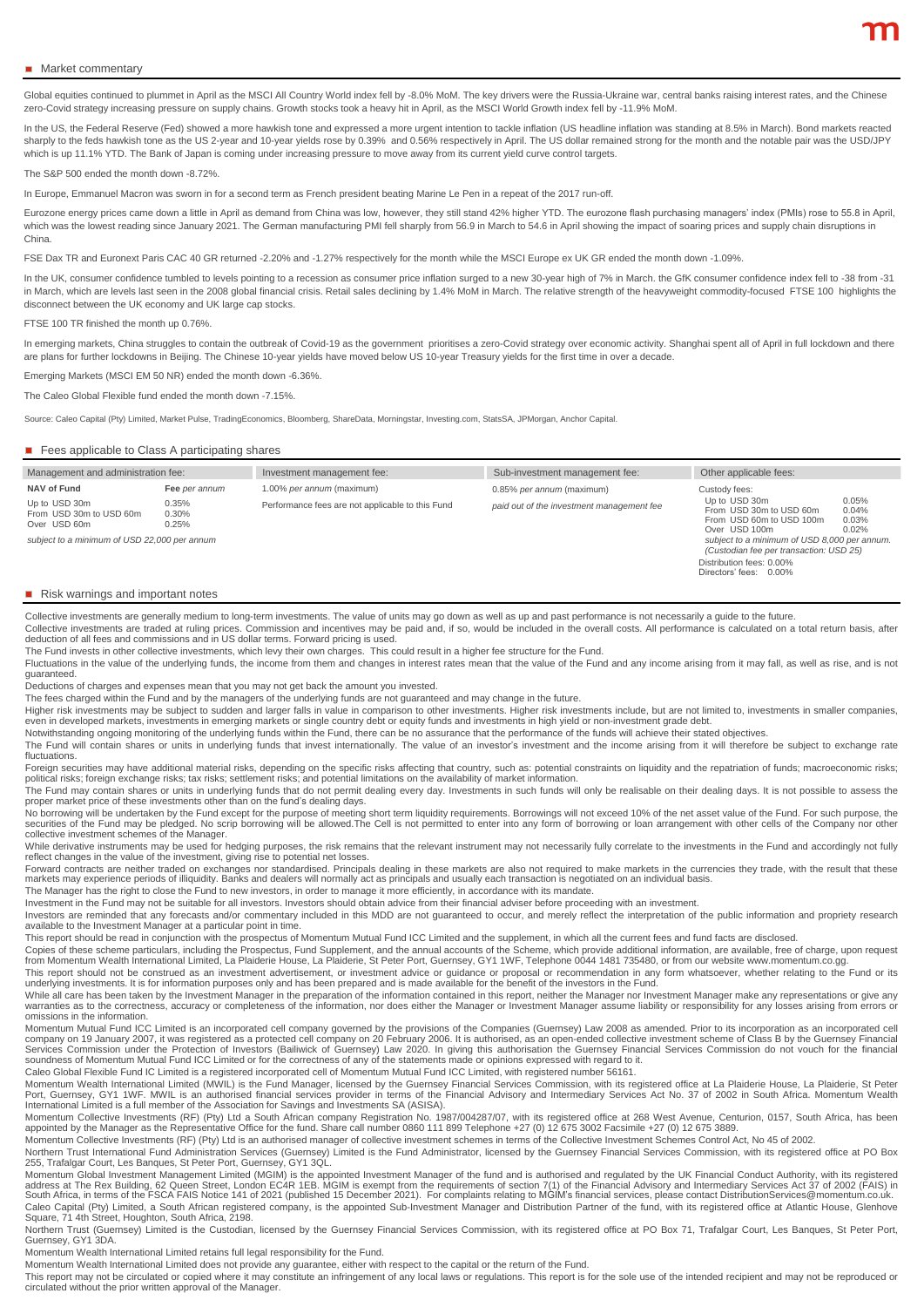## Market commentary

Global equities continued to plummet in April as the MSCI All Country World index fell by -8.0% MoM. The key drivers were the Russia-Ukraine war, central banks raising interest rates, and the Chinese zero-Covid strategy increasing pressure on supply chains. Growth stocks took a heavy hit in April, as the MSCI World Growth index fell by -11.9% MoM.

In the US, the Federal Reserve (Fed) showed a more hawkish tone and expressed a more urgent intention to tackle inflation (US headline inflation was standing at 8.5% in March). Bond markets reacted sharply to the feds hawkish tone as the US 2-year and 10-year yields rose by 0.39% and 0.56% respectively in April. The US dollar remained strong for the month and the notable pair was the USD/JPY which is up 11.1% YTD. The Bank of Japan is coming under increasing pressure to move away from its current yield curve control targets.

The S&P 500 ended the month down -8.72%.

In Europe, Emmanuel Macron was sworn in for a second term as French president beating Marine Le Pen in a repeat of the 2017 run-off.

Eurozone energy prices came down a little in April as demand from China was low, however, they still stand 42% higher YTD. The eurozone flash purchasing managers' index (PMIs) rose to 55.8 in April, which was the lowest reading since January 2021. The German manufacturing PMI fell sharply from 56.9 in March to 54.6 in April showing the impact of soaring prices and supply chain disruptions in China.

FSE Dax TR and Euronext Paris CAC 40 GR returned -2.20% and -1.27% respectively for the month while the MSCI Europe ex UK GR ended the month down -1.09%.

In the UK, consumer confidence tumbled to levels pointing to a recession as consumer price inflation surged to a new 30-year high of 7% in March. The GfK consumer confidence index fell to -38 from -31 in March, which are levels last seen in the 2008 global financial crisis. Retail sales declining by 1.4% MoM in March. The relative strength of the heavyweight commodity-focused FTSE 100 highlights the disconnect between the UK economy and UK large cap stocks.

FTSE 100 TR finished the month up 0.76%.

In emerging markets, China struggles to contain the outbreak of Covid-19 as the government prioritises a zero-Covid strategy over economic activity. Shanghai spent all of April in full lockdown and there are plans for further lockdowns in Beijing. The Chinese 10-year yields have moved below US 10-year Treasury yields for the first time in over a decade.

Emerging Markets (MSCI EM 50 NR) ended the month down -6.36%.

The Caleo Global Flexible fund ended the month down -7.15%.

Source: Caleo Capital (Pty) Limited, Market Pulse, TradingEconomics, Bloomberg, ShareData, Morningstar, Investing.com, StatsSA, JPMorgan, Anchor Capital.

## Fees applicable to Class A participating shares

**Management and administration fee:**

| NAV of Fund | Fee *per annum* |
|---|---|
| Up to USD 30m | 0.35% |
| From USD 30m to USD 60m | 0.30% |
| Over USD 60m | 0.25% |

*subject to a minimum of USD 22,000 per annum*

**Investment management fee:**

1.00% *per annum* (maximum)

Performance fees are not applicable to this Fund

**Sub-investment management fee:**

0.85% *per annum* (maximum)

*paid out of the investment management fee*

**Other applicable fees:**

Custody fees:

| | |
|---|---|
| Up to USD 30m | 0.05% |
| From USD 30m to USD 60m | 0.04% |
| From USD 60m to USD 100m | 0.03% |
| Over USD 100m | 0.02% |

*subject to a minimum of USD 8,000 per annum.*
*(Custodian fee per transaction: USD 25)*

Distribution fees: 0.00%
Directors' fees: 0.00%

## Risk warnings and important notes

Collective investments are generally medium to long-term investments. The value of units may go down as well as up and past performance is not necessarily a guide to the future.

Collective investments are traded at ruling prices. Commission and incentives may be paid and, if so, would be included in the overall costs. All performance is calculated on a total return basis, after deduction of all fees and commissions and in US dollar terms. Forward pricing is used.

The Fund invests in other collective investments, which levy their own charges. This could result in a higher fee structure for the Fund.

Fluctuations in the value of the underlying funds, the income from them and changes in interest rates mean that the value of the Fund and any income arising from it may fall, as well as rise, and is not guaranteed.

Deductions of charges and expenses mean that you may not get back the amount you invested.

The fees charged within the Fund and by the managers of the underlying funds are not guaranteed and may change in the future.

Higher risk investments may be subject to sudden and larger falls in value in comparison to other investments. Higher risk investments include, but are not limited to, investments in smaller companies, even in developed markets, investments in emerging markets or single country debt or equity funds and investments in high yield or non-investment grade debt.

Notwithstanding ongoing monitoring of the underlying funds within the Fund, there can be no assurance that the performance of the funds will achieve their stated objectives.

The Fund will contain shares or units in underlying funds that invest internationally. The value of an investor's investment and the income arising from it will therefore be subject to exchange rate fluctuations.

Foreign securities may have additional material risks, depending on the specific risks affecting that country, such as: potential constraints on liquidity and the repatriation of funds; macroeconomic risks; political risks; foreign exchange risks; tax risks; settlement risks; and potential limitations on the availability of market information.

The Fund may contain shares or units in underlying funds that do not permit dealing every day. Investments in such funds will only be realisable on their dealing days. It is not possible to assess the proper market price of these investments other than on the fund's dealing days.

No borrowing will be undertaken by the Fund except for the purpose of meeting short term liquidity requirements. Borrowings will not exceed 10% of the net asset value of the Fund. For such purpose, the securities of the Fund may be pledged. No scrip borrowing will be allowed. The Cell is not permitted to enter into any form of borrowing or loan arrangement with other cells of the Company nor other collective investment schemes of the Manager.

While derivative instruments may be used for hedging purposes, the risk remains that the relevant instrument may not necessarily fully correlate to the investments in the Fund and accordingly not fully reflect changes in the value of the investment, giving rise to potential net losses.

Forward contracts are neither traded on exchanges nor standardised. Principals dealing in these markets are also not required to make markets in the currencies they trade, with the result that these markets may experience periods of illiquidity. Banks and dealers will normally act as principals and usually each transaction is negotiated on an individual basis.

The Manager has the right to close the Fund to new investors, in order to manage it more efficiently, in accordance with its mandate.

Investment in the Fund may not be suitable for all investors. Investors should obtain advice from their financial adviser before proceeding with an investment.

Investors are reminded that any forecasts and/or commentary included in this MDD are not guaranteed to occur, and merely reflect the interpretation of the public information and propriety research available to the Investment Manager at a particular point in time.

This report should be read in conjunction with the prospectus of Momentum Mutual Fund ICC Limited and the supplement, in which all the current fees and fund facts are disclosed.

Copies of these scheme particulars, including the Prospectus, Fund Supplement, and the annual accounts of the Scheme, which provide additional information, are available, free of charge, upon request from Momentum Wealth International Limited, La Plaiderie House, La Plaiderie, St Peter Port, Guernsey, GY1 1WF, Telephone 0044 1481 735480, or from our website www.momentum.co.gg.

This report should not be construed as an investment advertisement, or investment advice or guidance or proposal or recommendation in any form whatsoever, whether relating to the Fund or its underlying investments. It is for information purposes only and has been prepared and is made available for the benefit of the investors in the Fund.

While all care has been taken by the Investment Manager in the preparation of the information contained in this report, neither the Manager nor Investment Manager make any representations or give any warranties as to the correctness, accuracy or completeness of the information, nor does either the Manager or Investment Manager assume liability or responsibility for any losses arising from errors or omissions in the information.

Momentum Mutual Fund ICC Limited is an incorporated cell company governed by the provisions of the Companies (Guernsey) Law 2008 as amended. Prior to its incorporation as an incorporated cell company on 19 January 2007, it was registered as a protected cell company on 20 February 2006. It is authorised, as an open-ended collective investment scheme of Class B by the Guernsey Financial Services Commission under the Protection of Investors (Bailiwick of Guernsey) Law 2020. In giving this authorisation the Guernsey Financial Services Commission do not vouch for the financial soundness of Momentum Mutual Fund ICC Limited or for the correctness of any of the statements made or opinions expressed with regard to it.

Caleo Global Flexible Fund IC Limited is a registered incorporated cell of Momentum Mutual Fund ICC Limited, with registered number 56161.

Momentum Wealth International Limited (MWIL) is the Fund Manager, licensed by the Guernsey Financial Services Commission, with its registered office at La Plaiderie House, La Plaiderie, St Peter Port, Guernsey, GY1 1WF. MWIL is an authorised financial services provider in terms of the Financial Advisory and Intermediary Services Act No. 37 of 2002 in South Africa. Momentum Wealth International Limited is a full member of the Association for Savings and Investments SA (ASISA).

Momentum Collective Investments (RF) (Pty) Ltd a South African company Registration No. 1987/004287/07, with its registered office at 268 West Avenue, Centurion, 0157, South Africa, has been appointed by the Manager as the Representative Office for the fund. Share call number 0860 111 899 Telephone +27 (0) 12 675 3002 Facsimile +27 (0) 12 675 3889.

Momentum Collective Investments (RF) (Pty) Ltd is an authorised manager of collective investment schemes in terms of the Collective Investment Schemes Control Act, No 45 of 2002.

Northern Trust International Fund Administration Services (Guernsey) Limited is the Fund Administrator, licensed by the Guernsey Financial Services Commission, with its registered office at PO Box 255, Trafalgar Court, Les Banques, St Peter Port, Guernsey, GY1 3QL.

Momentum Global Investment Management Limited (MGIM) is the appointed Investment Manager of the fund and is authorised and regulated by the UK Financial Conduct Authority, with its registered address at The Rex Building, 62 Queen Street, London EC4R 1EB. MGIM is exempt from the requirements of section 7(1) of the Financial Advisory and Intermediary Services Act 37 of 2002 (FAIS) in South Africa, in terms of the FSCA FAIS Notice 141 of 2021 (published 15 December 2021). For complaints relating to MGIM's financial services, please contact DistributionServices@momentum.co.uk.

Caleo Capital (Pty) Limited, a South African registered company, is the appointed Sub-Investment Manager and Distribution Partner of the fund, with its registered office at Atlantic House, Glenhove Square, 71 4th Street, Houghton, South Africa, 2198.

Northern Trust (Guernsey) Limited is the Custodian, licensed by the Guernsey Financial Services Commission, with its registered office at PO Box 71, Trafalgar Court, Les Banques, St Peter Port, Guernsey, GY1 3DA.

Momentum Wealth International Limited retains full legal responsibility for the Fund.

Momentum Wealth International Limited does not provide any guarantee, either with respect to the capital or the return of the Fund.

This report may not be circulated or copied where it may constitute an infringement of any local laws or regulations. This report is for the sole use of the intended recipient and may not be reproduced or circulated without the prior written approval of the Manager.